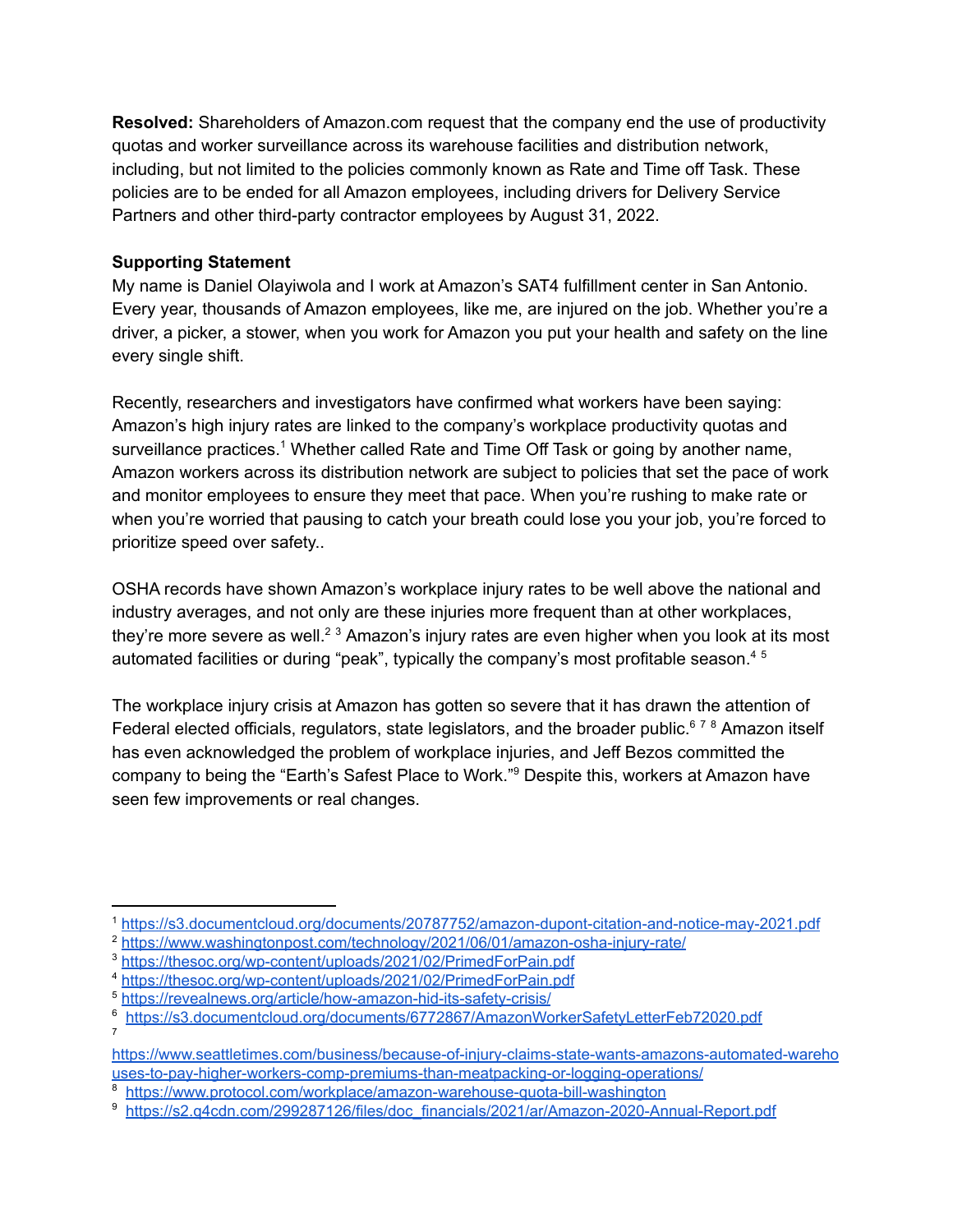**Resolved:** Shareholders of Amazon.com request that the company end the use of productivity quotas and worker surveillance across its warehouse facilities and distribution network, including, but not limited to the policies commonly known as Rate and Time off Task. These policies are to be ended for all Amazon employees, including drivers for Delivery Service Partners and other third-party contractor employees by August 31, 2022.

**Supporting Statement**

My name is Daniel Olayiwola and I work at Amazon's SAT4 fulfillment center in San Antonio. Every year, thousands of Amazon employees, like me, are injured on the job. Whether you're a driver, a picker, a stower, when you work for Amazon you put your health and safety on the line every single shift.

Recently, researchers and investigators have confirmed what workers have been saying: Amazon's high injury rates are linked to the company's workplace productivity quotas and surveillance practices.[1] Whether called Rate and Time Off Task or going by another name, Amazon workers across its distribution network are subject to policies that set the pace of work and monitor employees to ensure they meet that pace. When you're rushing to make rate or when you're worried that pausing to catch your breath could lose you your job, you're forced to prioritize speed over safety..

OSHA records have shown Amazon's workplace injury rates to be well above the national and industry averages, and not only are these injuries more frequent than at other workplaces, they're more severe as well.[2] [3] Amazon's injury rates are even higher when you look at its most automated facilities or during "peak", typically the company's most profitable season.[4] [5]

The workplace injury crisis at Amazon has gotten so severe that it has drawn the attention of Federal elected officials, regulators, state legislators, and the broader public.[6] [7] [8] Amazon itself has even acknowledged the problem of workplace injuries, and Jeff Bezos committed the company to being the "Earth's Safest Place to Work."[9] Despite this, workers at Amazon have seen few improvements or real changes.

---

[1] https://s3.documentcloud.org/documents/20787752/amazon-dupont-citation-and-notice-may-2021.pdf

[2] https://www.washingtonpost.com/technology/2021/06/01/amazon-osha-injury-rate/

[3] https://thesoc.org/wp-content/uploads/2021/02/PrimedForPain.pdf

[4] https://thesoc.org/wp-content/uploads/2021/02/PrimedForPain.pdf

[5] https://revealnews.org/article/how-amazon-hid-its-safety-crisis/

[6] https://s3.documentcloud.org/documents/6772867/AmazonWorkerSafetyLetterFeb72020.pdf

[7] https://www.seattletimes.com/business/because-of-injury-claims-state-wants-amazons-automated-warehouses-to-pay-higher-workers-comp-premiums-than-meatpacking-or-logging-operations/

[8] https://www.protocol.com/workplace/amazon-warehouse-quota-bill-washington

[9] https://s2.q4cdn.com/299287126/files/doc_financials/2021/ar/Amazon-2020-Annual-Report.pdf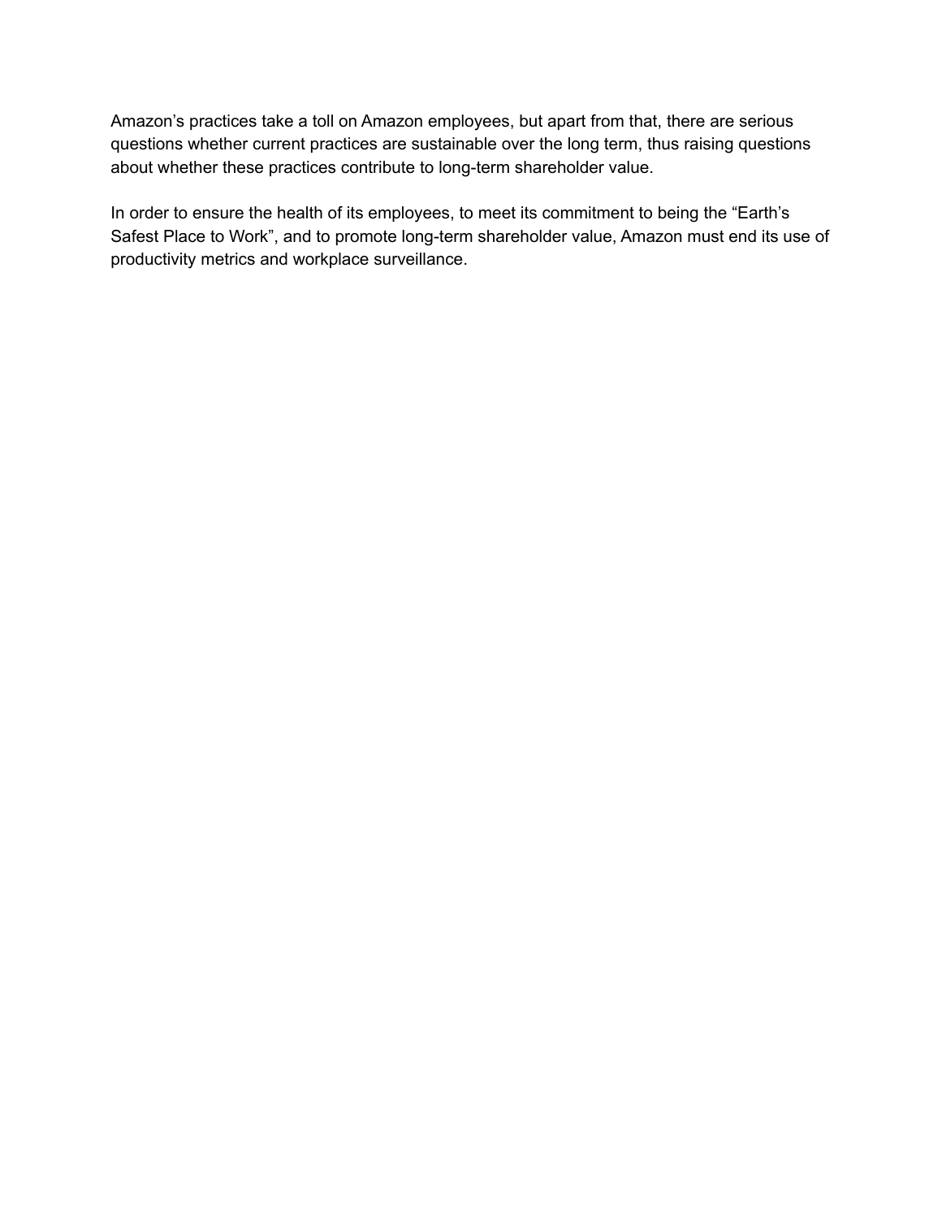Amazon's practices take a toll on Amazon employees, but apart from that, there are serious questions whether current practices are sustainable over the long term, thus raising questions about whether these practices contribute to long-term shareholder value.

In order to ensure the health of its employees, to meet its commitment to being the "Earth's Safest Place to Work", and to promote long-term shareholder value, Amazon must end its use of productivity metrics and workplace surveillance.